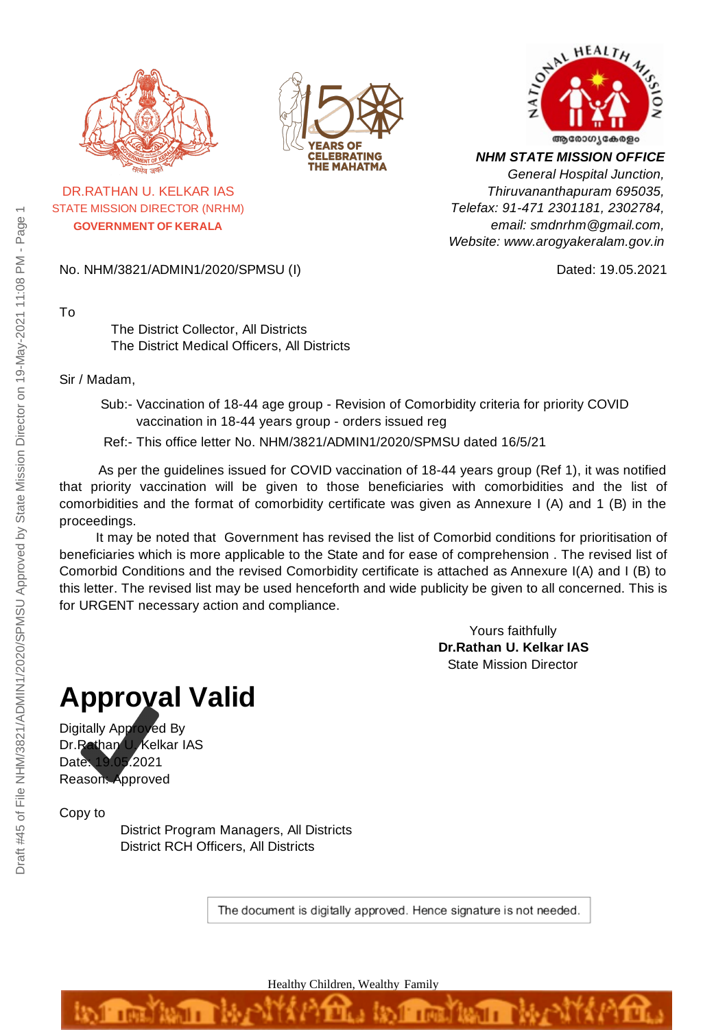DR.RATHAN U. KELKAR IAS
STATE MISSION DIRECTOR (NRHM)
**GOVERNMENT OF KERALA**

***NHM STATE MISSION OFFICE***
*General Hospital Junction,*
*Thiruvananthapuram 695035,*
*Telefax: 91-471 2301181, 2302784,*
*email: smdnrhm@gmail.com,*
*Website: www.arogyakeralam.gov.in*

No. NHM/3821/ADMIN1/2020/SPMSU (I)

Dated: 19.05.2021

To

The District Collector, All Districts
The District Medical Officers, All Districts

Sir / Madam,

Sub:- Vaccination of 18-44 age group - Revision of Comorbidity criteria for priority COVID vaccination in 18-44 years group - orders issued reg

Ref:- This office letter No. NHM/3821/ADMIN1/2020/SPMSU dated 16/5/21

As per the guidelines issued for COVID vaccination of 18-44 years group (Ref 1), it was notified that priority vaccination will be given to those beneficiaries with comorbidities and the list of comorbidities and the format of comorbidity certificate was given as Annexure I (A) and 1 (B) in the proceedings.

It may be noted that Government has revised the list of Comorbid conditions for prioritisation of beneficiaries which is more applicable to the State and for ease of comprehension . The revised list of Comorbid Conditions and the revised Comorbidity certificate is attached as Annexure I(A) and I (B) to this letter. The revised list may be used henceforth and wide publicity be given to all concerned. This is for URGENT necessary action and compliance.

Yours faithfully
**Dr.Rathan U. Kelkar IAS**
State Mission Director

# Approval Valid

Digitally Approved By
Dr.Rathan U. Kelkar IAS
Date: 19.05.2021
Reason: Approved

Copy to

District Program Managers, All Districts
District RCH Officers, All Districts

The document is digitally approved. Hence signature is not needed.

Healthy Children, Wealthy Family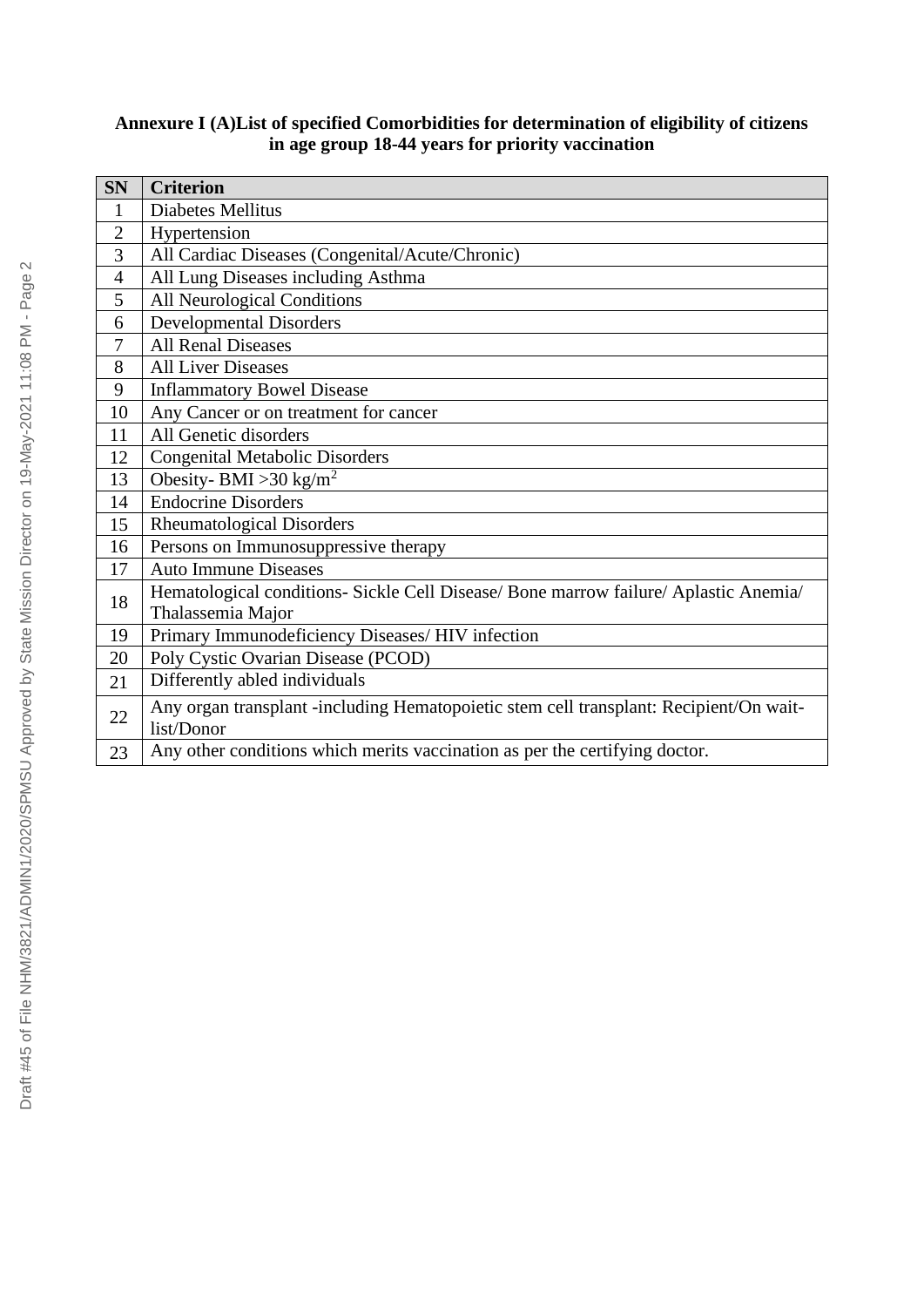**Annexure I (A)List of specified Comorbidities for determination of eligibility of citizens in age group 18-44 years for priority vaccination**

| SN | Criterion |
|---|---|
| 1 | Diabetes Mellitus |
| 2 | Hypertension |
| 3 | All Cardiac Diseases (Congenital/Acute/Chronic) |
| 4 | All Lung Diseases including Asthma |
| 5 | All Neurological Conditions |
| 6 | Developmental Disorders |
| 7 | All Renal Diseases |
| 8 | All Liver Diseases |
| 9 | Inflammatory Bowel Disease |
| 10 | Any Cancer or on treatment for cancer |
| 11 | All Genetic disorders |
| 12 | Congenital Metabolic Disorders |
| 13 | Obesity- BMI >30 $kg/m^2$ |
| 14 | Endocrine Disorders |
| 15 | Rheumatological Disorders |
| 16 | Persons on Immunosuppressive therapy |
| 17 | Auto Immune Diseases |
| 18 | Hematological conditions- Sickle Cell Disease/ Bone marrow failure/ Aplastic Anemia/ Thalassemia Major |
| 19 | Primary Immunodeficiency Diseases/ HIV infection |
| 20 | Poly Cystic Ovarian Disease (PCOD) |
| 21 | Differently abled individuals |
| 22 | Any organ transplant -including Hematopoietic stem cell transplant: Recipient/On wait-list/Donor |
| 23 | Any other conditions which merits vaccination as per the certifying doctor. |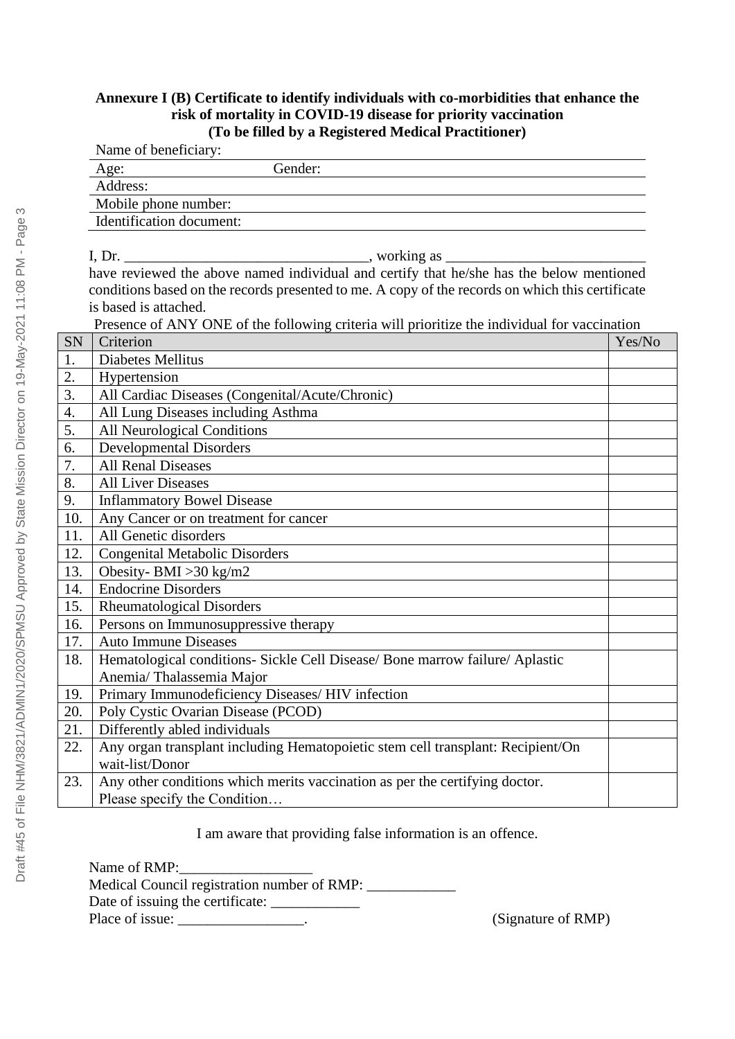**Annexure I (B) Certificate to identify individuals with co-morbidities that enhance the risk of mortality in COVID-19 disease for priority vaccination**
**(To be filled by a Registered Medical Practitioner)**

Name of beneficiary:

Age: Gender:

Address:

Mobile phone number:

Identification document:

I, Dr. ________________________________, working as ___________________________ have reviewed the above named individual and certify that he/she has the below mentioned conditions based on the records presented to me. A copy of the records on which this certificate is based is attached.

Presence of ANY ONE of the following criteria will prioritize the individual for vaccination

| SN | Criterion | Yes/No |
|---|---|---|
| 1. | Diabetes Mellitus | |
| 2. | Hypertension | |
| 3. | All Cardiac Diseases (Congenital/Acute/Chronic) | |
| 4. | All Lung Diseases including Asthma | |
| 5. | All Neurological Conditions | |
| 6. | Developmental Disorders | |
| 7. | All Renal Diseases | |
| 8. | All Liver Diseases | |
| 9. | Inflammatory Bowel Disease | |
| 10. | Any Cancer or on treatment for cancer | |
| 11. | All Genetic disorders | |
| 12. | Congenital Metabolic Disorders | |
| 13. | Obesity- BMI >30 kg/m2 | |
| 14. | Endocrine Disorders | |
| 15. | Rheumatological Disorders | |
| 16. | Persons on Immunosuppressive therapy | |
| 17. | Auto Immune Diseases | |
| 18. | Hematological conditions- Sickle Cell Disease/ Bone marrow failure/ Aplastic Anemia/ Thalassemia Major | |
| 19. | Primary Immunodeficiency Diseases/ HIV infection | |
| 20. | Poly Cystic Ovarian Disease (PCOD) | |
| 21. | Differently abled individuals | |
| 22. | Any organ transplant including Hematopoietic stem cell transplant: Recipient/On wait-list/Donor | |
| 23. | Any other conditions which merits vaccination as per the certifying doctor. Please specify the Condition… | |

I am aware that providing false information is an offence.

Name of RMP:_________________

Medical Council registration number of RMP: ____________

Date of issuing the certificate: ____________

Place of issue: _________________. (Signature of RMP)